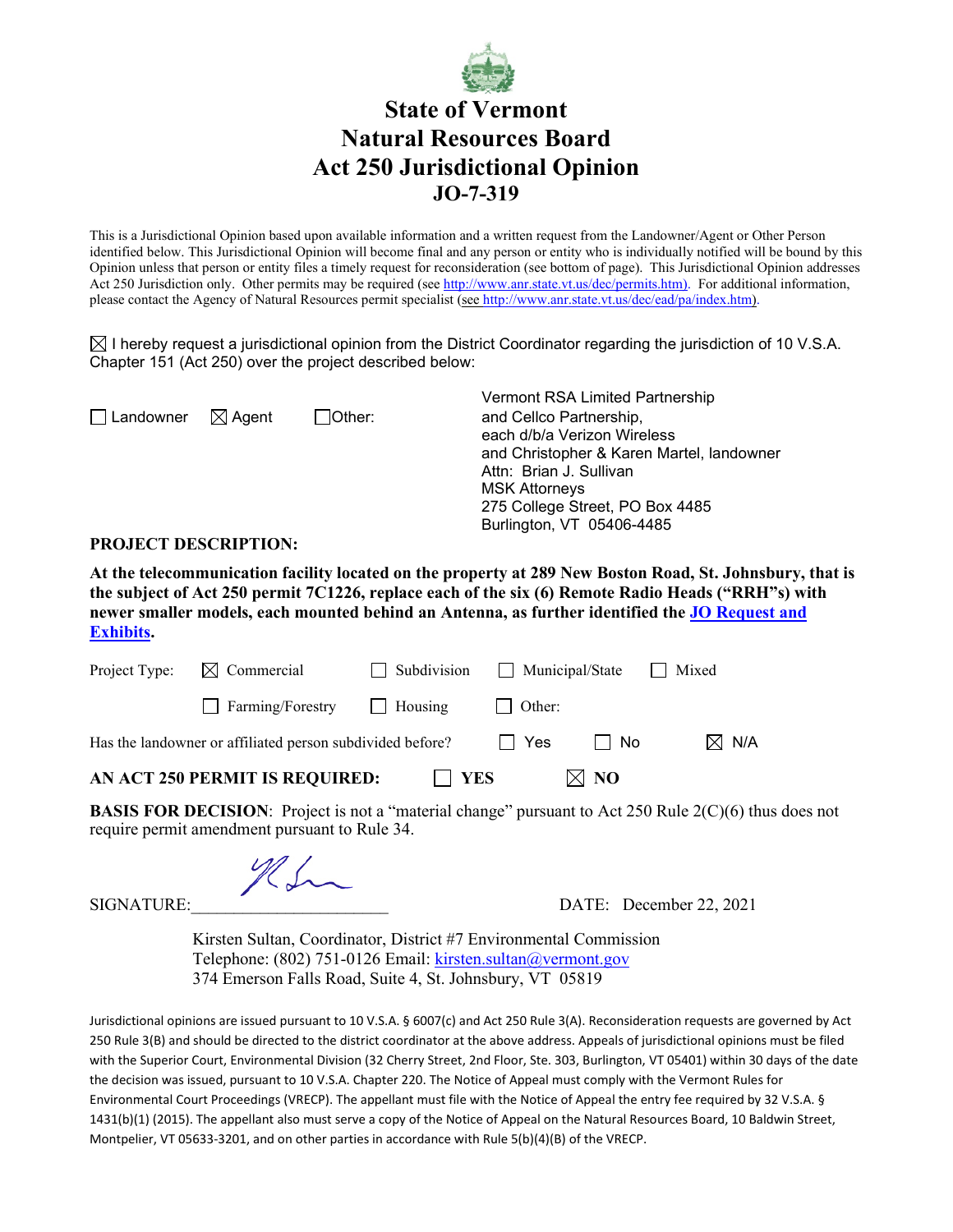# State of Vermont
# Natural Resources Board
# Act 250 Jurisdictional Opinion
## JO-7-319

This is a Jurisdictional Opinion based upon available information and a written request from the Landowner/Agent or Other Person identified below. This Jurisdictional Opinion will become final and any person or entity who is individually notified will be bound by this Opinion unless that person or entity files a timely request for reconsideration (see bottom of page). This Jurisdictional Opinion addresses Act 250 Jurisdiction only. Other permits may be required (see http://www.anr.state.vt.us/dec/permits.htm). For additional information, please contact the Agency of Natural Resources permit specialist (see http://www.anr.state.vt.us/dec/ead/pa/index.htm).

☒ I hereby request a jurisdictional opinion from the District Coordinator regarding the jurisdiction of 10 V.S.A. Chapter 151 (Act 250) over the project described below:

☐ Landowner ☒ Agent ☐ Other:

Vermont RSA Limited Partnership
and Cellco Partnership,
each d/b/a Verizon Wireless
and Christopher & Karen Martel, landowner
Attn: Brian J. Sullivan
MSK Attorneys
275 College Street, PO Box 4485
Burlington, VT 05406-4485

**PROJECT DESCRIPTION:**

**At the telecommunication facility located on the property at 289 New Boston Road, St. Johnsbury, that is the subject of Act 250 permit 7C1226, replace each of the six (6) Remote Radio Heads ("RRH"s) with newer smaller models, each mounted behind an Antenna, as further identified the JO Request and Exhibits.**

Project Type: ☒ Commercial ☐ Subdivision ☐ Municipal/State ☐ Mixed
☐ Farming/Forestry ☐ Housing ☐ Other:

Has the landowner or affiliated person subdivided before? ☐ Yes ☐ No ☒ N/A

**AN ACT 250 PERMIT IS REQUIRED:** ☐ **YES** ☒ **NO**

**BASIS FOR DECISION**: Project is not a "material change" pursuant to Act 250 Rule 2(C)(6) thus does not require permit amendment pursuant to Rule 34.

SIGNATURE:_______________________ DATE: December 22, 2021

Kirsten Sultan, Coordinator, District #7 Environmental Commission
Telephone: (802) 751-0126 Email: kirsten.sultan@vermont.gov
374 Emerson Falls Road, Suite 4, St. Johnsbury, VT 05819

Jurisdictional opinions are issued pursuant to 10 V.S.A. § 6007(c) and Act 250 Rule 3(A). Reconsideration requests are governed by Act 250 Rule 3(B) and should be directed to the district coordinator at the above address. Appeals of jurisdictional opinions must be filed with the Superior Court, Environmental Division (32 Cherry Street, 2nd Floor, Ste. 303, Burlington, VT 05401) within 30 days of the date the decision was issued, pursuant to 10 V.S.A. Chapter 220. The Notice of Appeal must comply with the Vermont Rules for Environmental Court Proceedings (VRECP). The appellant must file with the Notice of Appeal the entry fee required by 32 V.S.A. § 1431(b)(1) (2015). The appellant also must serve a copy of the Notice of Appeal on the Natural Resources Board, 10 Baldwin Street, Montpelier, VT 05633-3201, and on other parties in accordance with Rule 5(b)(4)(B) of the VRECP.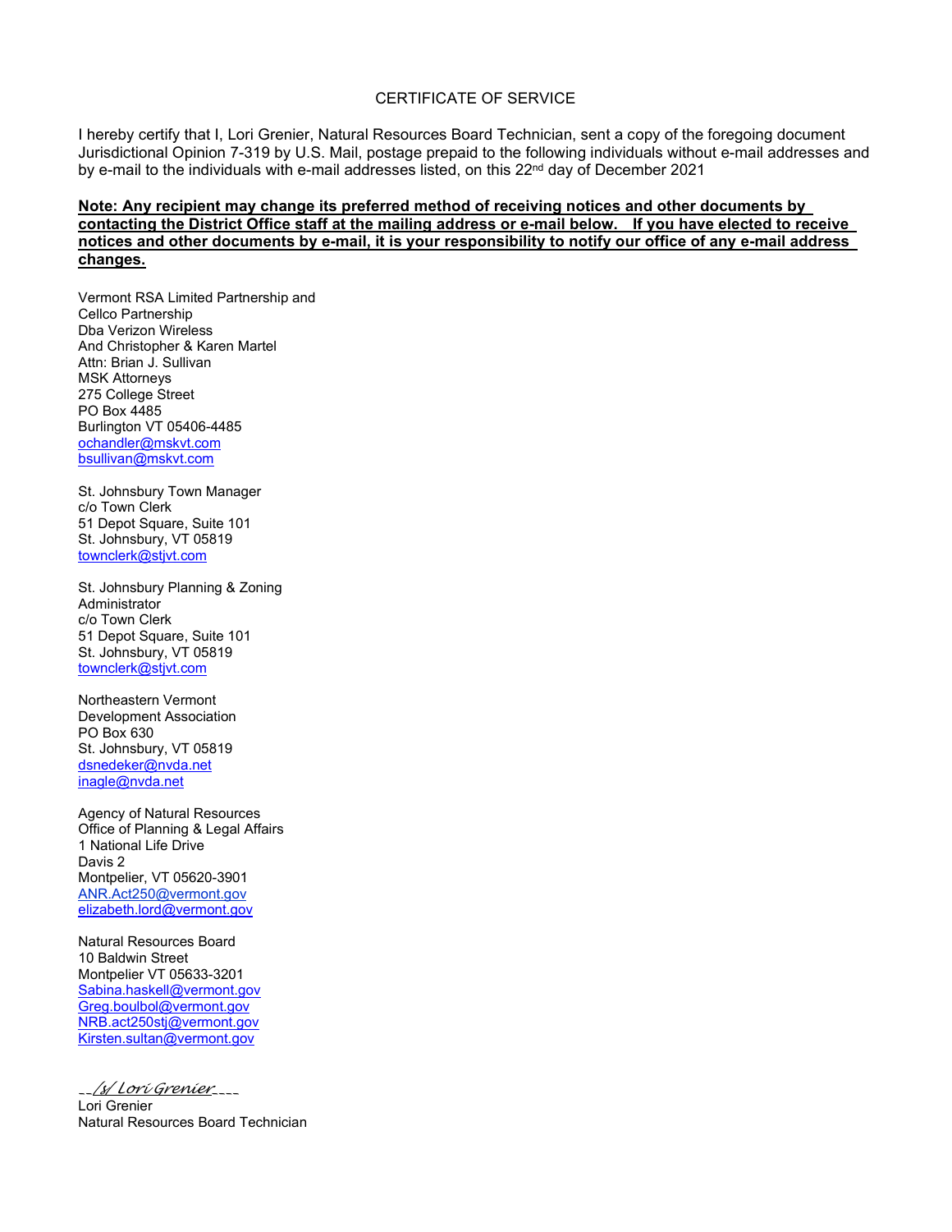# CERTIFICATE OF SERVICE

I hereby certify that I, Lori Grenier, Natural Resources Board Technician, sent a copy of the foregoing document Jurisdictional Opinion 7-319 by U.S. Mail, postage prepaid to the following individuals without e-mail addresses and by e-mail to the individuals with e-mail addresses listed, on this 22nd day of December 2021

**Note: Any recipient may change its preferred method of receiving notices and other documents by contacting the District Office staff at the mailing address or e-mail below. If you have elected to receive notices and other documents by e-mail, it is your responsibility to notify our office of any e-mail address changes.**

Vermont RSA Limited Partnership and
Cellco Partnership
Dba Verizon Wireless
And Christopher & Karen Martel
Attn: Brian J. Sullivan
MSK Attorneys
275 College Street
PO Box 4485
Burlington VT 05406-4485
ochandler@mskvt.com
bsullivan@mskvt.com

St. Johnsbury Town Manager
c/o Town Clerk
51 Depot Square, Suite 101
St. Johnsbury, VT 05819
townclerk@stjvt.com

St. Johnsbury Planning & Zoning
Administrator
c/o Town Clerk
51 Depot Square, Suite 101
St. Johnsbury, VT 05819
townclerk@stjvt.com

Northeastern Vermont
Development Association
PO Box 630
St. Johnsbury, VT 05819
dsnedeker@nvda.net
inagle@nvda.net

Agency of Natural Resources
Office of Planning & Legal Affairs
1 National Life Drive
Davis 2
Montpelier, VT 05620-3901
ANR.Act250@vermont.gov
elizabeth.lord@vermont.gov

Natural Resources Board
10 Baldwin Street
Montpelier VT 05633-3201
Sabina.haskell@vermont.gov
Greg.boulbol@vermont.gov
NRB.act250stj@vermont.gov
Kirsten.sultan@vermont.gov

/s/ Lori Grenier
Lori Grenier
Natural Resources Board Technician